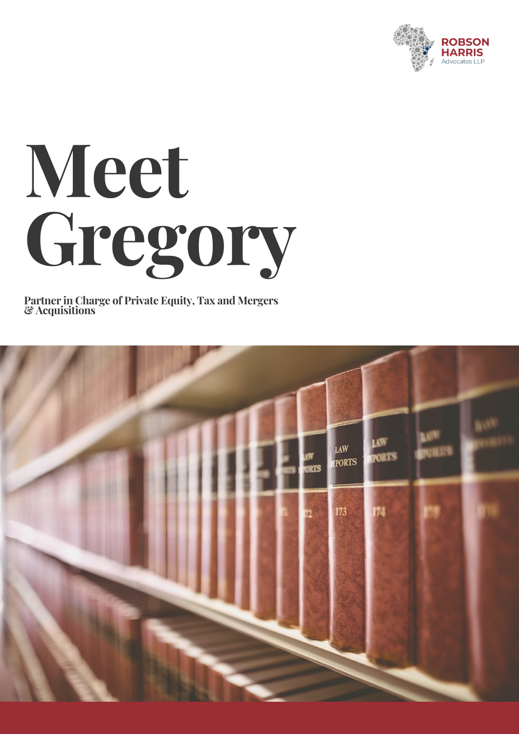ROBSON HARRIS
Advocates LLP

# Meet Gregory

**Partner in Charge of Private Equity, Tax and Mergers & Acquisitions**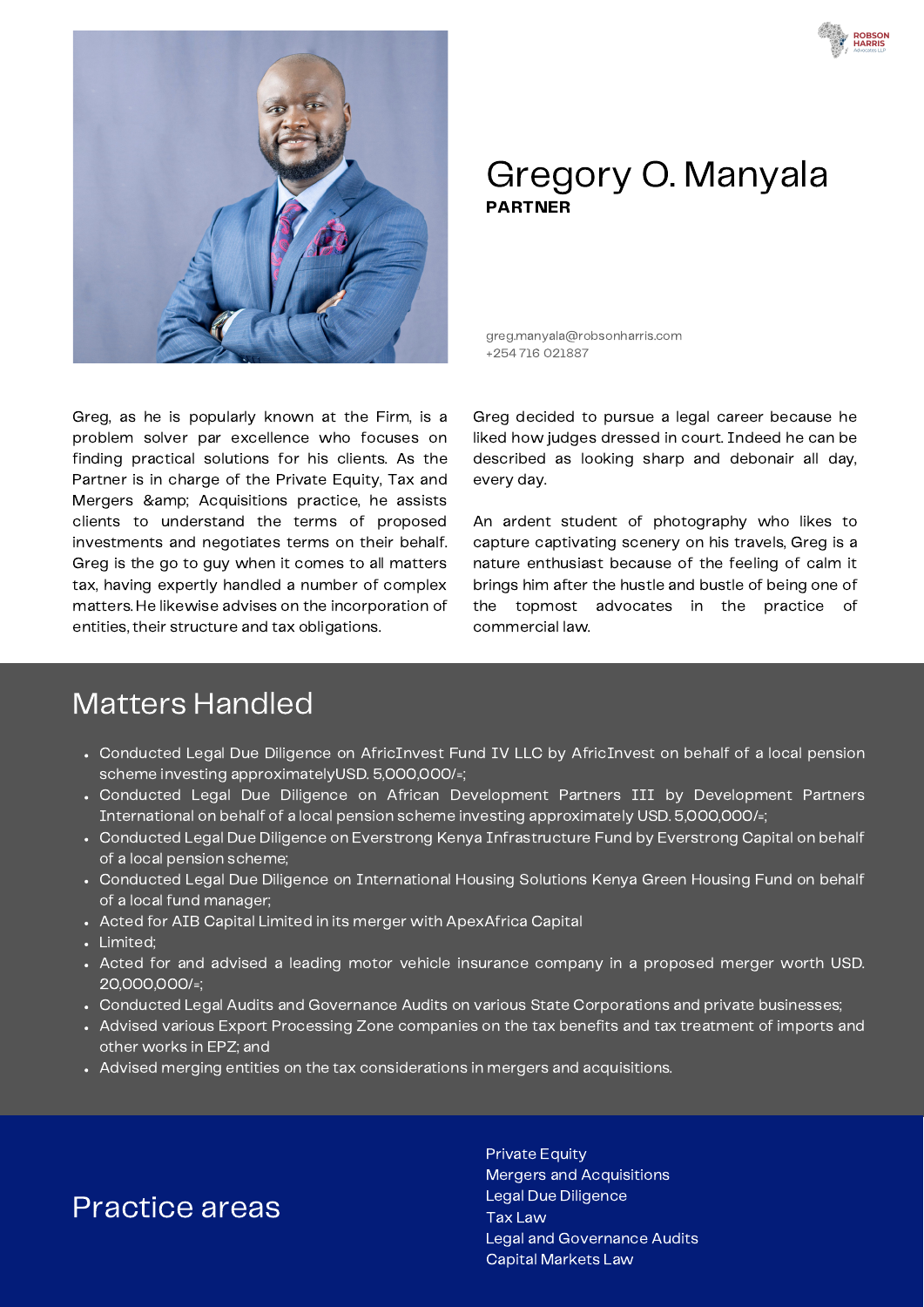# Gregory O. Manyala

**PARTNER**

greg.manyala@robsonharris.com
+254 716 021887

Greg, as he is popularly known at the Firm, is a problem solver par excellence who focuses on finding practical solutions for his clients. As the Partner is in charge of the Private Equity, Tax and Mergers &amp; Acquisitions practice, he assists clients to understand the terms of proposed investments and negotiates terms on their behalf. Greg is the go to guy when it comes to all matters tax, having expertly handled a number of complex matters. He likewise advises on the incorporation of entities, their structure and tax obligations.

Greg decided to pursue a legal career because he liked how judges dressed in court. Indeed he can be described as looking sharp and debonair all day, every day.

An ardent student of photography who likes to capture captivating scenery on his travels, Greg is a nature enthusiast because of the feeling of calm it brings him after the hustle and bustle of being one of the topmost advocates in the practice of commercial law.

## Matters Handled

- Conducted Legal Due Diligence on AfricInvest Fund IV LLC by AfricInvest on behalf of a local pension scheme investing approximatelyUSD. 5,000,000/=;
- Conducted Legal Due Diligence on African Development Partners III by Development Partners International on behalf of a local pension scheme investing approximately USD. 5,000,000/=;
- Conducted Legal Due Diligence on Everstrong Kenya Infrastructure Fund by Everstrong Capital on behalf of a local pension scheme;
- Conducted Legal Due Diligence on International Housing Solutions Kenya Green Housing Fund on behalf of a local fund manager;
- Acted for AIB Capital Limited in its merger with ApexAfrica Capital
- Limited;
- Acted for and advised a leading motor vehicle insurance company in a proposed merger worth USD. 20,000,000/=;
- Conducted Legal Audits and Governance Audits on various State Corporations and private businesses;
- Advised various Export Processing Zone companies on the tax benefits and tax treatment of imports and other works in EPZ; and
- Advised merging entities on the tax considerations in mergers and acquisitions.

## Practice areas

- Private Equity
- Mergers and Acquisitions
- Legal Due Diligence
- Tax Law
- Legal and Governance Audits
- Capital Markets Law